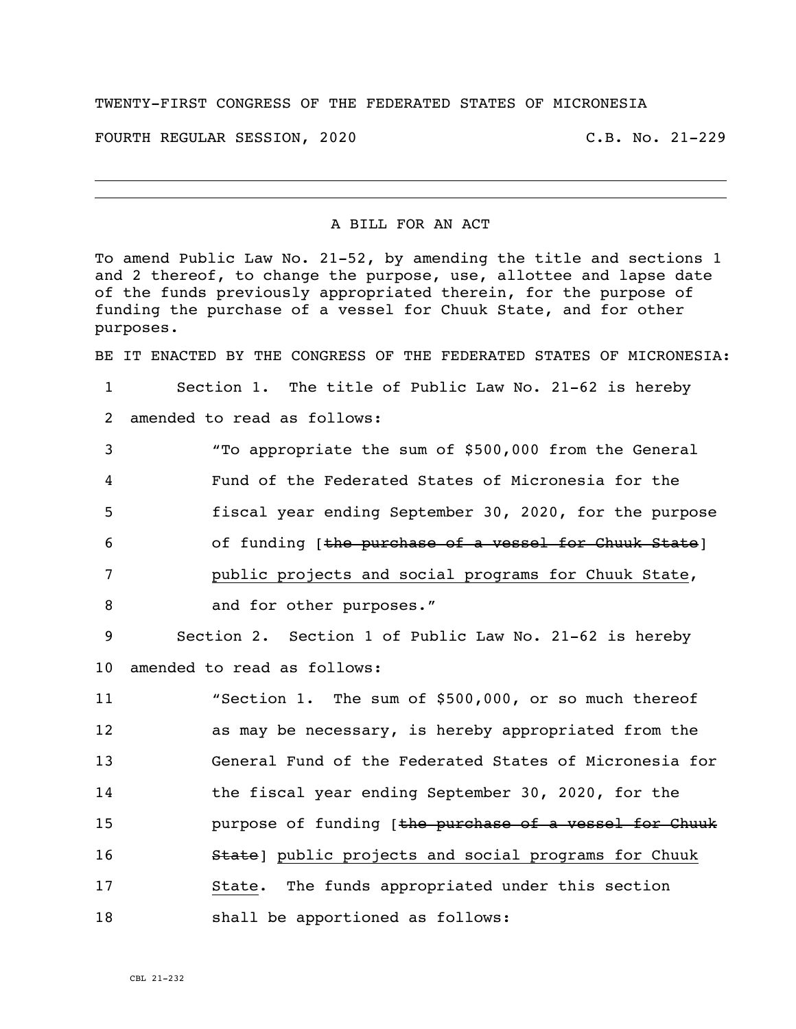TWENTY-FIRST CONGRESS OF THE FEDERATED STATES OF MICRONESIA

FOURTH REGULAR SESSION, 2020 C.B. No. 21-229

---

## A BILL FOR AN ACT

To amend Public Law No. 21-52, by amending the title and sections 1 and 2 thereof, to change the purpose, use, allottee and lapse date of the funds previously appropriated therein, for the purpose of funding the purchase of a vessel for Chuuk State, and for other purposes.

BE IT ENACTED BY THE CONGRESS OF THE FEDERATED STATES OF MICRONESIA:

1 Section 1. The title of Public Law No. 21-62 is hereby
2 amended to read as follows:

3 "To appropriate the sum of $500,000 from the General
4 Fund of the Federated States of Micronesia for the
5 fiscal year ending September 30, 2020, for the purpose
6 of funding [~~the purchase of a vessel for Chuuk State~~]
7 <u>public projects and social programs for Chuuk State</u>,
8 and for other purposes."

9 Section 2. Section 1 of Public Law No. 21-62 is hereby
10 amended to read as follows:

11 "Section 1. The sum of $500,000, or so much thereof
12 as may be necessary, is hereby appropriated from the
13 General Fund of the Federated States of Micronesia for
14 the fiscal year ending September 30, 2020, for the
15 purpose of funding [~~the purchase of a vessel for Chuuk~~
16 ~~State~~] <u>public projects and social programs for Chuuk</u>
17 <u>State</u>. The funds appropriated under this section
18 shall be apportioned as follows:

CBL 21-232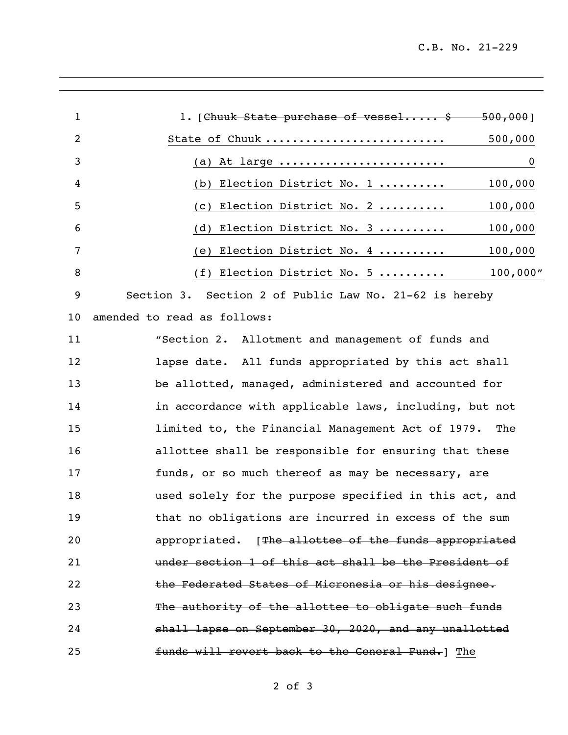1. [~~Chuuk State purchase of vessel..... $ 500,000~~]

<u>State of Chuuk .......................... 500,000</u>

<u>(a) At large ........................ 0</u>

<u>(b) Election District No. 1 .......... 100,000</u>

<u>(c) Election District No. 2 .......... 100,000</u>

<u>(d) Election District No. 3 .......... 100,000</u>

<u>(e) Election District No. 4 .......... 100,000</u>

<u>(f) Election District No. 5 .......... 100,000</u>"

Section 3. Section 2 of Public Law No. 21-62 is hereby amended to read as follows:

"Section 2. Allotment and management of funds and lapse date. All funds appropriated by this act shall be allotted, managed, administered and accounted for in accordance with applicable laws, including, but not limited to, the Financial Management Act of 1979. The allottee shall be responsible for ensuring that these funds, or so much thereof as may be necessary, are used solely for the purpose specified in this act, and that no obligations are incurred in excess of the sum appropriated. [~~The allottee of the funds appropriated under section 1 of this act shall be the President of the Federated States of Micronesia or his designee. The authority of the allottee to obligate such funds shall lapse on September 30, 2020, and any unallotted funds will revert back to the General Fund.~~] <u>The</u>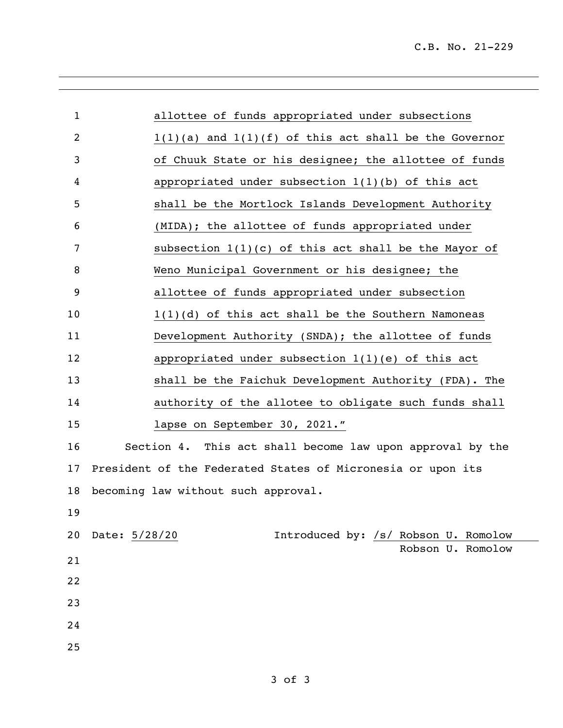allottee of funds appropriated under subsections 1(1)(a) and 1(1)(f) of this act shall be the Governor of Chuuk State or his designee; the allottee of funds appropriated under subsection 1(1)(b) of this act shall be the Mortlock Islands Development Authority (MIDA); the allottee of funds appropriated under subsection 1(1)(c) of this act shall be the Mayor of Weno Municipal Government or his designee; the allottee of funds appropriated under subsection 1(1)(d) of this act shall be the Southern Namoneas Development Authority (SNDA); the allottee of funds appropriated under subsection 1(1)(e) of this act shall be the Faichuk Development Authority (FDA). The authority of the allotee to obligate such funds shall lapse on September 30, 2021."

Section 4. This act shall become law upon approval by the President of the Federated States of Micronesia or upon its becoming law without such approval.

Date: 5/28/20

Introduced by: /s/ Robson U. Romolow
Robson U. Romolow